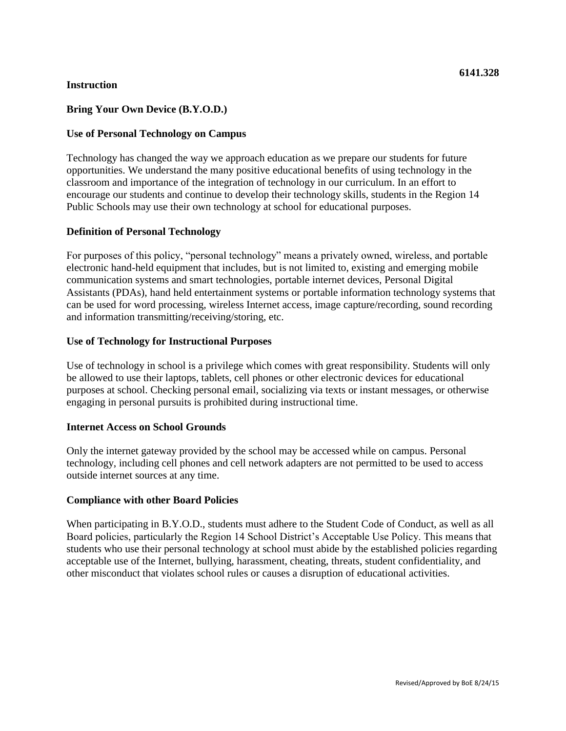**6141.328**

**Instruction**

# Bring Your Own Device (B.Y.O.D.)

## Use of Personal Technology on Campus

Technology has changed the way we approach education as we prepare our students for future opportunities. We understand the many positive educational benefits of using technology in the classroom and importance of the integration of technology in our curriculum. In an effort to encourage our students and continue to develop their technology skills, students in the Region 14 Public Schools may use their own technology at school for educational purposes.

## Definition of Personal Technology

For purposes of this policy, "personal technology" means a privately owned, wireless, and portable electronic hand-held equipment that includes, but is not limited to, existing and emerging mobile communication systems and smart technologies, portable internet devices, Personal Digital Assistants (PDAs), hand held entertainment systems or portable information technology systems that can be used for word processing, wireless Internet access, image capture/recording, sound recording and information transmitting/receiving/storing, etc.

## Use of Technology for Instructional Purposes

Use of technology in school is a privilege which comes with great responsibility. Students will only be allowed to use their laptops, tablets, cell phones or other electronic devices for educational purposes at school. Checking personal email, socializing via texts or instant messages, or otherwise engaging in personal pursuits is prohibited during instructional time.

## Internet Access on School Grounds

Only the internet gateway provided by the school may be accessed while on campus. Personal technology, including cell phones and cell network adapters are not permitted to be used to access outside internet sources at any time.

## Compliance with other Board Policies

When participating in B.Y.O.D., students must adhere to the Student Code of Conduct, as well as all Board policies, particularly the Region 14 School District's Acceptable Use Policy. This means that students who use their personal technology at school must abide by the established policies regarding acceptable use of the Internet, bullying, harassment, cheating, threats, student confidentiality, and other misconduct that violates school rules or causes a disruption of educational activities.

Revised/Approved by BoE 8/24/15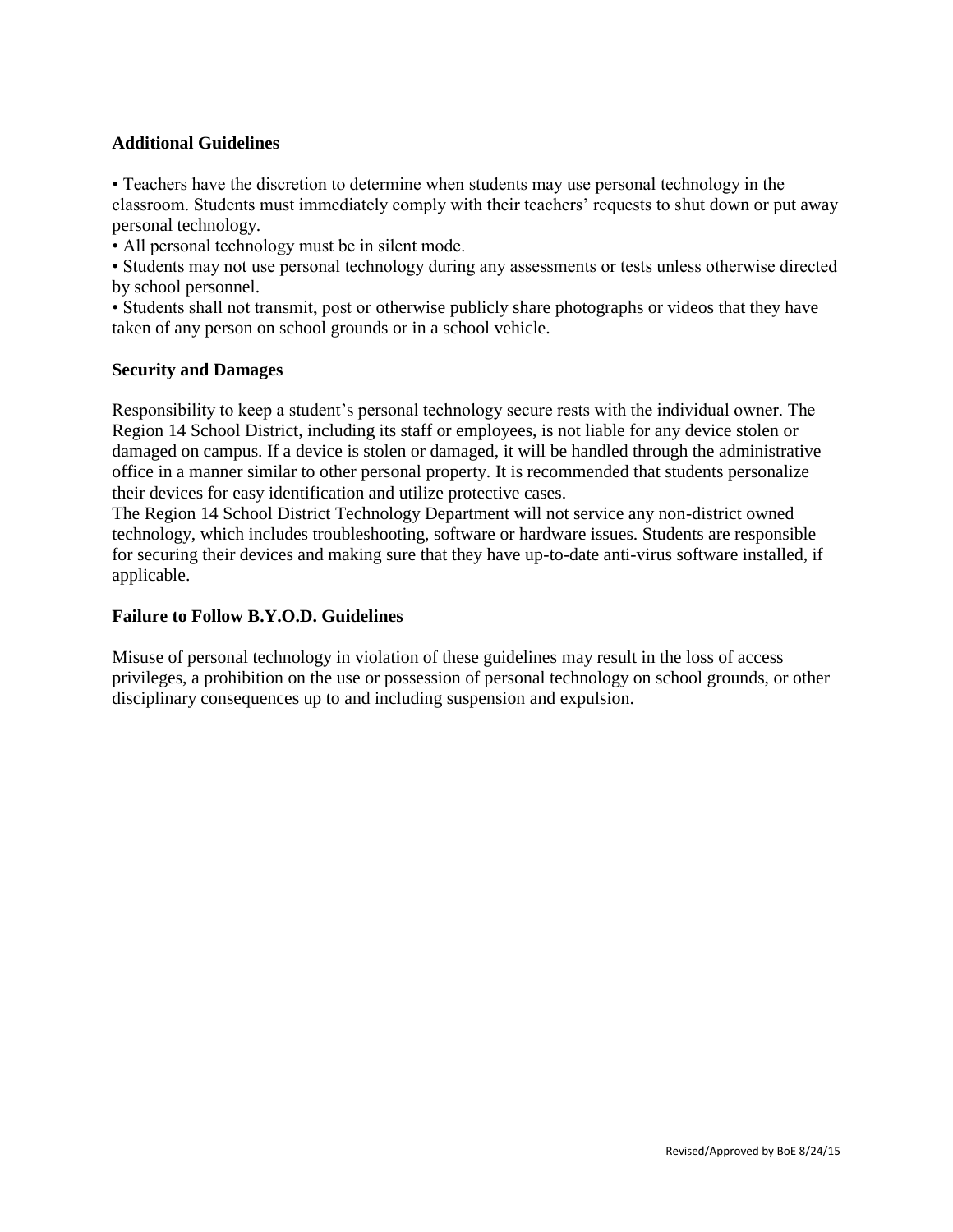**Additional Guidelines**

- Teachers have the discretion to determine when students may use personal technology in the classroom. Students must immediately comply with their teachers' requests to shut down or put away personal technology.
- All personal technology must be in silent mode.
- Students may not use personal technology during any assessments or tests unless otherwise directed by school personnel.
- Students shall not transmit, post or otherwise publicly share photographs or videos that they have taken of any person on school grounds or in a school vehicle.

**Security and Damages**

Responsibility to keep a student's personal technology secure rests with the individual owner. The Region 14 School District, including its staff or employees, is not liable for any device stolen or damaged on campus. If a device is stolen or damaged, it will be handled through the administrative office in a manner similar to other personal property. It is recommended that students personalize their devices for easy identification and utilize protective cases.
The Region 14 School District Technology Department will not service any non-district owned technology, which includes troubleshooting, software or hardware issues. Students are responsible for securing their devices and making sure that they have up-to-date anti-virus software installed, if applicable.

**Failure to Follow B.Y.O.D. Guidelines**

Misuse of personal technology in violation of these guidelines may result in the loss of access privileges, a prohibition on the use or possession of personal technology on school grounds, or other disciplinary consequences up to and including suspension and expulsion.

Revised/Approved by BoE 8/24/15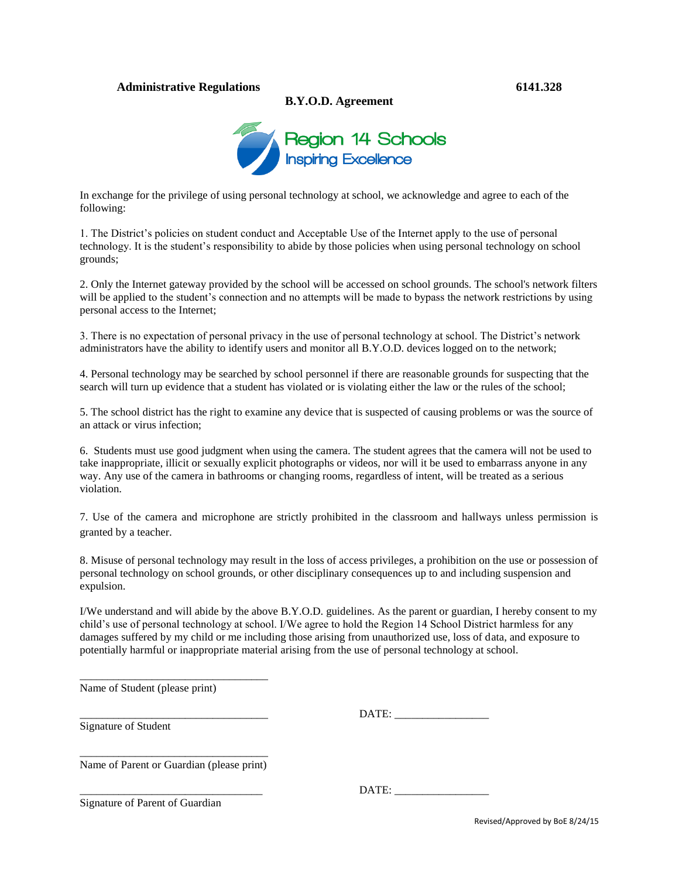**Administrative Regulations** **6141.328**

## B.Y.O.D. Agreement

Region 14 Schools
Inspiring Excellence

In exchange for the privilege of using personal technology at school, we acknowledge and agree to each of the following:

1. The District's policies on student conduct and Acceptable Use of the Internet apply to the use of personal technology. It is the student's responsibility to abide by those policies when using personal technology on school grounds;

2. Only the Internet gateway provided by the school will be accessed on school grounds. The school's network filters will be applied to the student's connection and no attempts will be made to bypass the network restrictions by using personal access to the Internet;

3. There is no expectation of personal privacy in the use of personal technology at school. The District's network administrators have the ability to identify users and monitor all B.Y.O.D. devices logged on to the network;

4. Personal technology may be searched by school personnel if there are reasonable grounds for suspecting that the search will turn up evidence that a student has violated or is violating either the law or the rules of the school;

5. The school district has the right to examine any device that is suspected of causing problems or was the source of an attack or virus infection;

6. Students must use good judgment when using the camera. The student agrees that the camera will not be used to take inappropriate, illicit or sexually explicit photographs or videos, nor will it be used to embarrass anyone in any way. Any use of the camera in bathrooms or changing rooms, regardless of intent, will be treated as a serious violation.

7. Use of the camera and microphone are strictly prohibited in the classroom and hallways unless permission is granted by a teacher.

8. Misuse of personal technology may result in the loss of access privileges, a prohibition on the use or possession of personal technology on school grounds, or other disciplinary consequences up to and including suspension and expulsion.

I/We understand and will abide by the above B.Y.O.D. guidelines. As the parent or guardian, I hereby consent to my child's use of personal technology at school. I/We agree to hold the Region 14 School District harmless for any damages suffered by my child or me including those arising from unauthorized use, loss of data, and exposure to potentially harmful or inappropriate material arising from the use of personal technology at school.

\_\_\_\_\_\_\_\_\_\_\_\_\_\_\_\_\_\_\_\_\_\_\_\_\_\_\_\_\_\_\_\_\_\_
Name of Student (please print)

\_\_\_\_\_\_\_\_\_\_\_\_\_\_\_\_\_\_\_\_\_\_\_\_\_\_\_\_\_\_\_\_\_\_ DATE: \_\_\_\_\_\_\_\_\_\_\_\_\_\_\_\_\_
Signature of Student

\_\_\_\_\_\_\_\_\_\_\_\_\_\_\_\_\_\_\_\_\_\_\_\_\_\_\_\_\_\_\_\_\_\_
Name of Parent or Guardian (please print)

\_\_\_\_\_\_\_\_\_\_\_\_\_\_\_\_\_\_\_\_\_\_\_\_\_\_\_\_\_\_\_\_\_\_ DATE: \_\_\_\_\_\_\_\_\_\_\_\_\_\_\_\_\_
Signature of Parent of Guardian

Revised/Approved by BoE 8/24/15